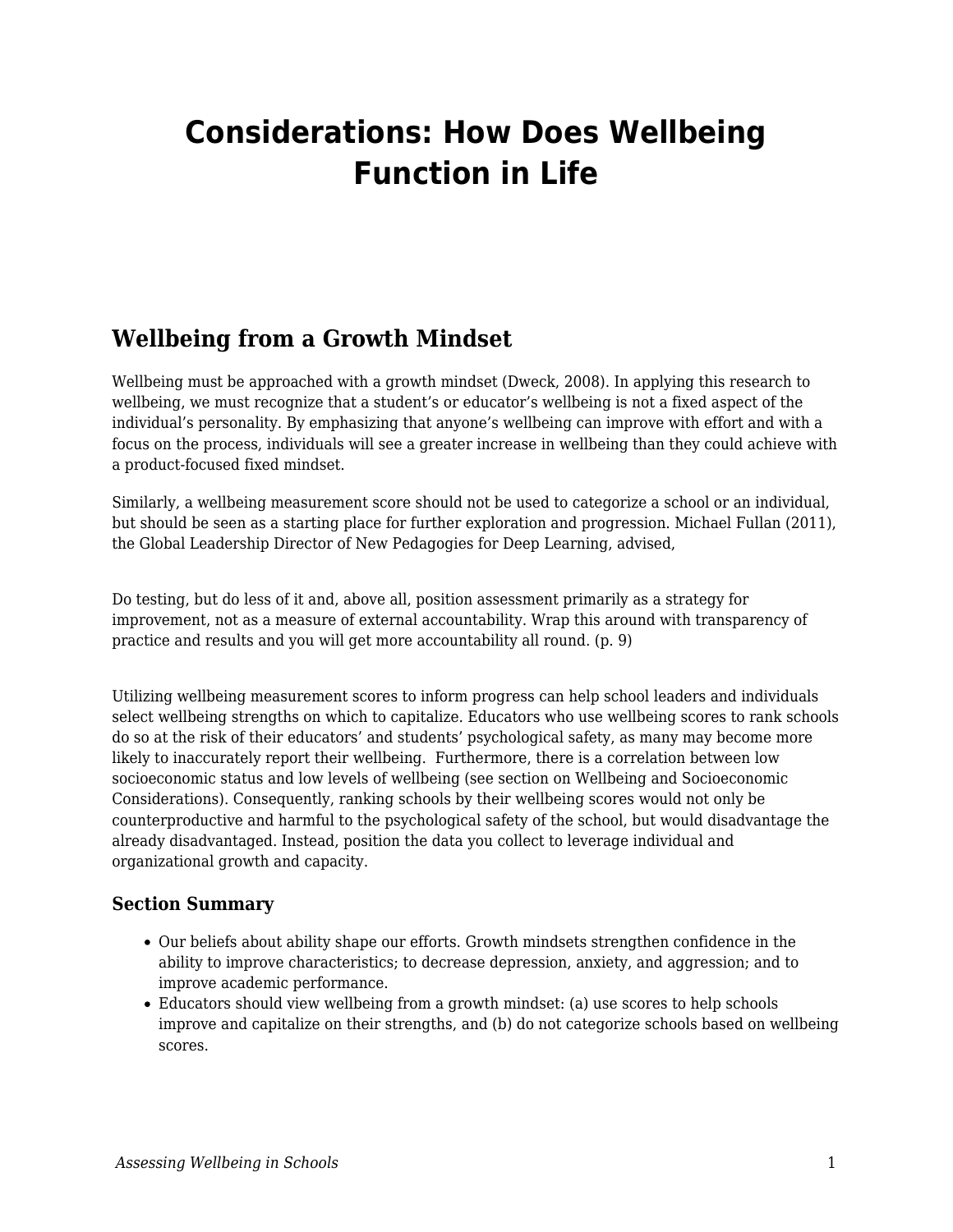# Considerations: How Does Wellbeing Function in Life

## Wellbeing from a Growth Mindset

Wellbeing must be approached with a growth mindset (Dweck, 2008). In applying this research to wellbeing, we must recognize that a student's or educator's wellbeing is not a fixed aspect of the individual's personality. By emphasizing that anyone's wellbeing can improve with effort and with a focus on the process, individuals will see a greater increase in wellbeing than they could achieve with a product-focused fixed mindset.

Similarly, a wellbeing measurement score should not be used to categorize a school or an individual, but should be seen as a starting place for further exploration and progression. Michael Fullan (2011), the Global Leadership Director of New Pedagogies for Deep Learning, advised,

> Do testing, but do less of it and, above all, position assessment primarily as a strategy for improvement, not as a measure of external accountability. Wrap this around with transparency of practice and results and you will get more accountability all round. (p. 9)

Utilizing wellbeing measurement scores to inform progress can help school leaders and individuals select wellbeing strengths on which to capitalize. Educators who use wellbeing scores to rank schools do so at the risk of their educators' and students' psychological safety, as many may become more likely to inaccurately report their wellbeing. Furthermore, there is a correlation between low socioeconomic status and low levels of wellbeing (see section on Wellbeing and Socioeconomic Considerations). Consequently, ranking schools by their wellbeing scores would not only be counterproductive and harmful to the psychological safety of the school, but would disadvantage the already disadvantaged. Instead, position the data you collect to leverage individual and organizational growth and capacity.

### Section Summary

- Our beliefs about ability shape our efforts. Growth mindsets strengthen confidence in the ability to improve characteristics; to decrease depression, anxiety, and aggression; and to improve academic performance.
- Educators should view wellbeing from a growth mindset: (a) use scores to help schools improve and capitalize on their strengths, and (b) do not categorize schools based on wellbeing scores.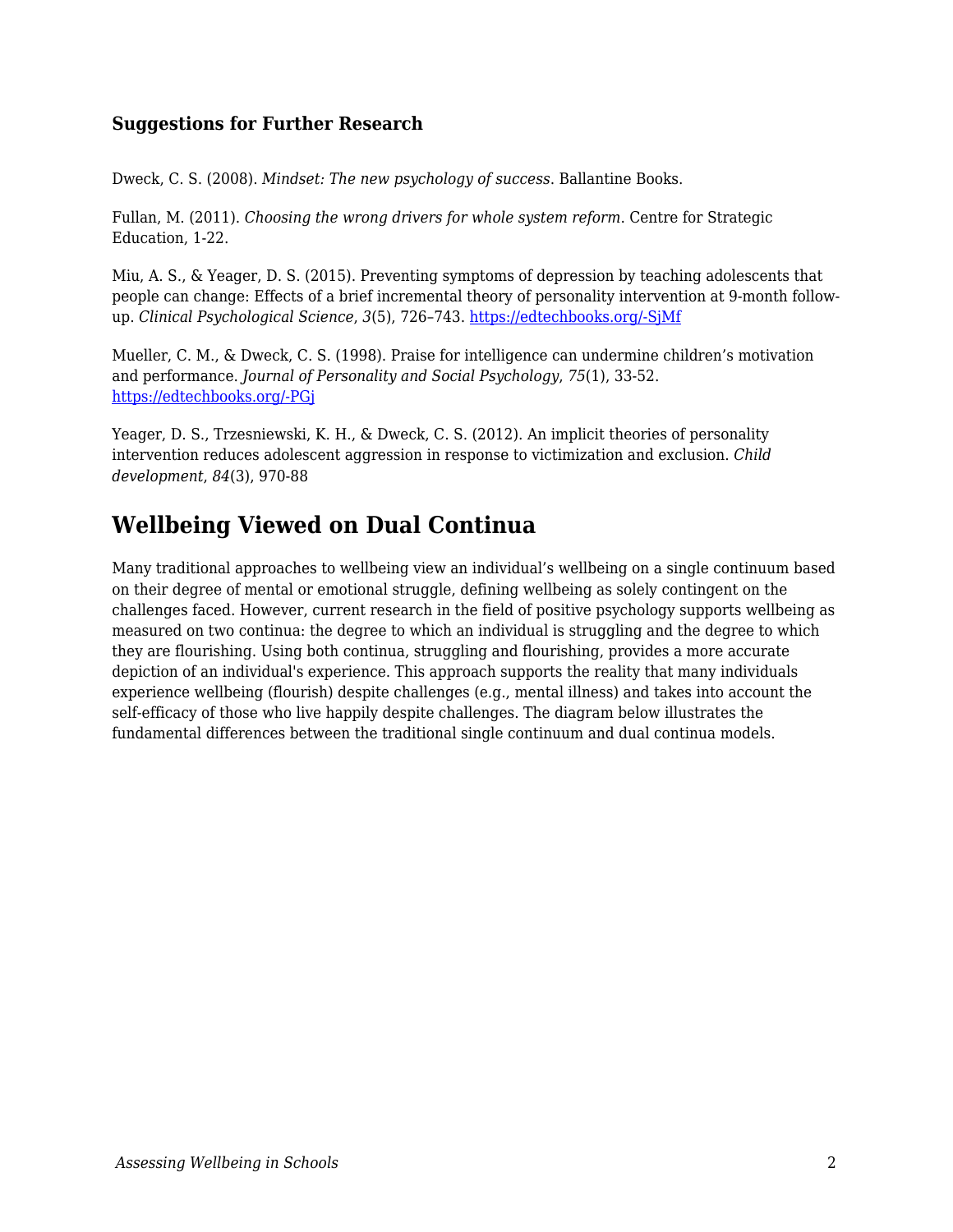### Suggestions for Further Research

Dweck, C. S. (2008). *Mindset: The new psychology of success*. Ballantine Books.

Fullan, M. (2011). *Choosing the wrong drivers for whole system reform*. Centre for Strategic Education, 1-22.

Miu, A. S., & Yeager, D. S. (2015). Preventing symptoms of depression by teaching adolescents that people can change: Effects of a brief incremental theory of personality intervention at 9-month follow-up. *Clinical Psychological Science*, *3*(5), 726–743. https://edtechbooks.org/-SjMf

Mueller, C. M., & Dweck, C. S. (1998). Praise for intelligence can undermine children's motivation and performance. *Journal of Personality and Social Psychology*, *75*(1), 33-52. https://edtechbooks.org/-PGj

Yeager, D. S., Trzesniewski, K. H., & Dweck, C. S. (2012). An implicit theories of personality intervention reduces adolescent aggression in response to victimization and exclusion. *Child development*, *84*(3), 970-88

## Wellbeing Viewed on Dual Continua

Many traditional approaches to wellbeing view an individual's wellbeing on a single continuum based on their degree of mental or emotional struggle, defining wellbeing as solely contingent on the challenges faced. However, current research in the field of positive psychology supports wellbeing as measured on two continua: the degree to which an individual is struggling and the degree to which they are flourishing. Using both continua, struggling and flourishing, provides a more accurate depiction of an individual's experience. This approach supports the reality that many individuals experience wellbeing (flourish) despite challenges (e.g., mental illness) and takes into account the self-efficacy of those who live happily despite challenges. The diagram below illustrates the fundamental differences between the traditional single continuum and dual continua models.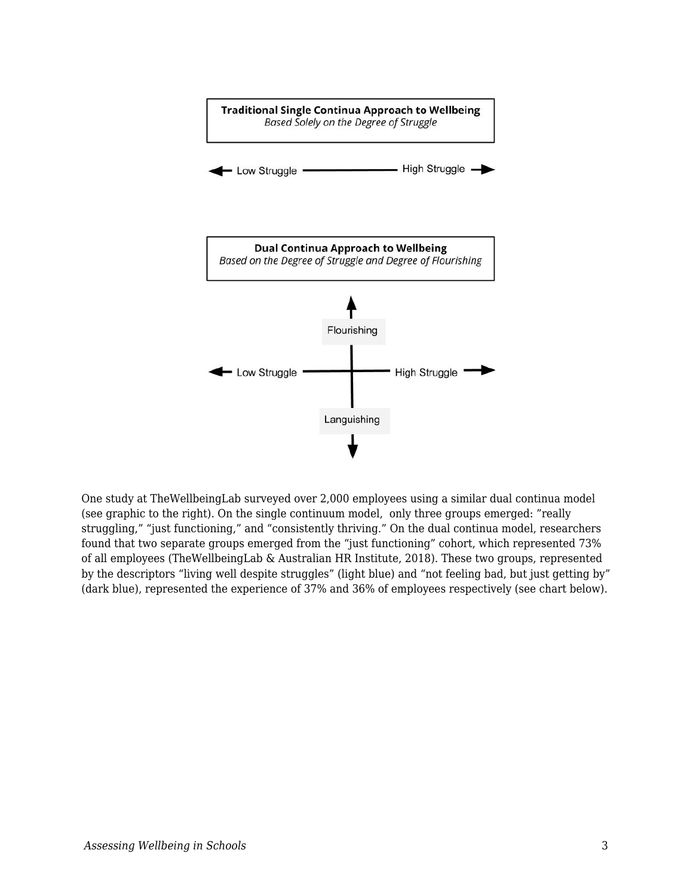**Traditional Single Continua Approach to Wellbeing**
*Based Solely on the Degree of Struggle*

← Low Struggle ——— High Struggle →

**Dual Continua Approach to Wellbeing**
*Based on the Degree of Struggle and Degree of Flourishing*

Flourishing

← Low Struggle ——— High Struggle →

Languishing

One study at TheWellbeingLab surveyed over 2,000 employees using a similar dual continua model (see graphic to the right). On the single continuum model, only three groups emerged: "really struggling," "just functioning," and "consistently thriving." On the dual continua model, researchers found that two separate groups emerged from the "just functioning" cohort, which represented 73% of all employees (TheWellbeingLab & Australian HR Institute, 2018). These two groups, represented by the descriptors "living well despite struggles" (light blue) and "not feeling bad, but just getting by" (dark blue), represented the experience of 37% and 36% of employees respectively (see chart below).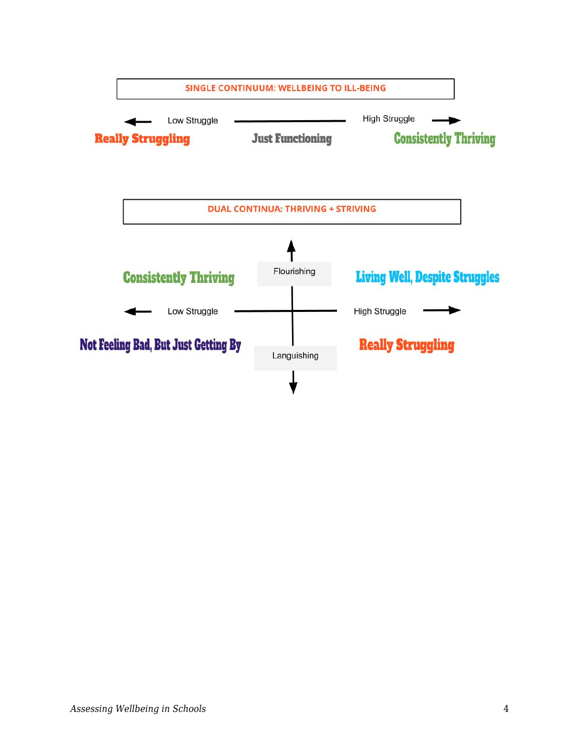SINGLE CONTINUUM: WELLBEING TO ILL-BEING

Low Struggle — High Struggle

**Really Struggling** | **Just Functioning** | **Consistently Thriving**

DUAL CONTINUA: THRIVING + STRIVING

Flourishing

**Consistently Thriving** | **Living Well, Despite Struggles**

Low Struggle — High Struggle

**Not Feeling Bad, But Just Getting By** | **Really Struggling**

Languishing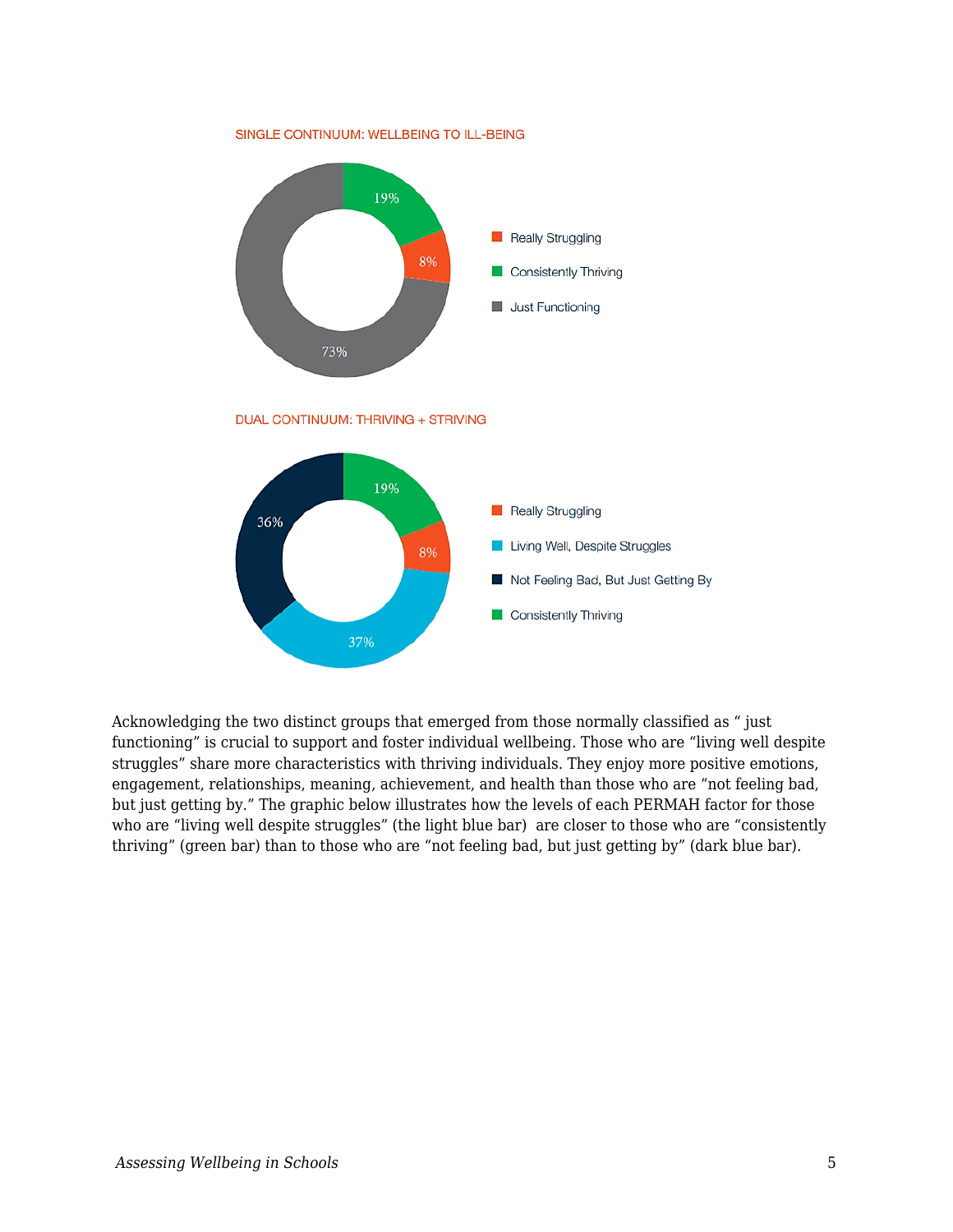SINGLE CONTINUUM: WELLBEING TO ILL-BEING

- Really Struggling: 8%
- Consistently Thriving: 19%
- Just Functioning: 73%

DUAL CONTINUUM: THRIVING + STRIVING

- Really Struggling: 8%
- Living Well, Despite Struggles: 37%
- Not Feeling Bad, But Just Getting By: 36%
- Consistently Thriving: 19%

Acknowledging the two distinct groups that emerged from those normally classified as " just functioning" is crucial to support and foster individual wellbeing. Those who are "living well despite struggles" share more characteristics with thriving individuals. They enjoy more positive emotions, engagement, relationships, meaning, achievement, and health than those who are "not feeling bad, but just getting by." The graphic below illustrates how the levels of each PERMAH factor for those who are "living well despite struggles" (the light blue bar) are closer to those who are "consistently thriving" (green bar) than to those who are "not feeling bad, but just getting by" (dark blue bar).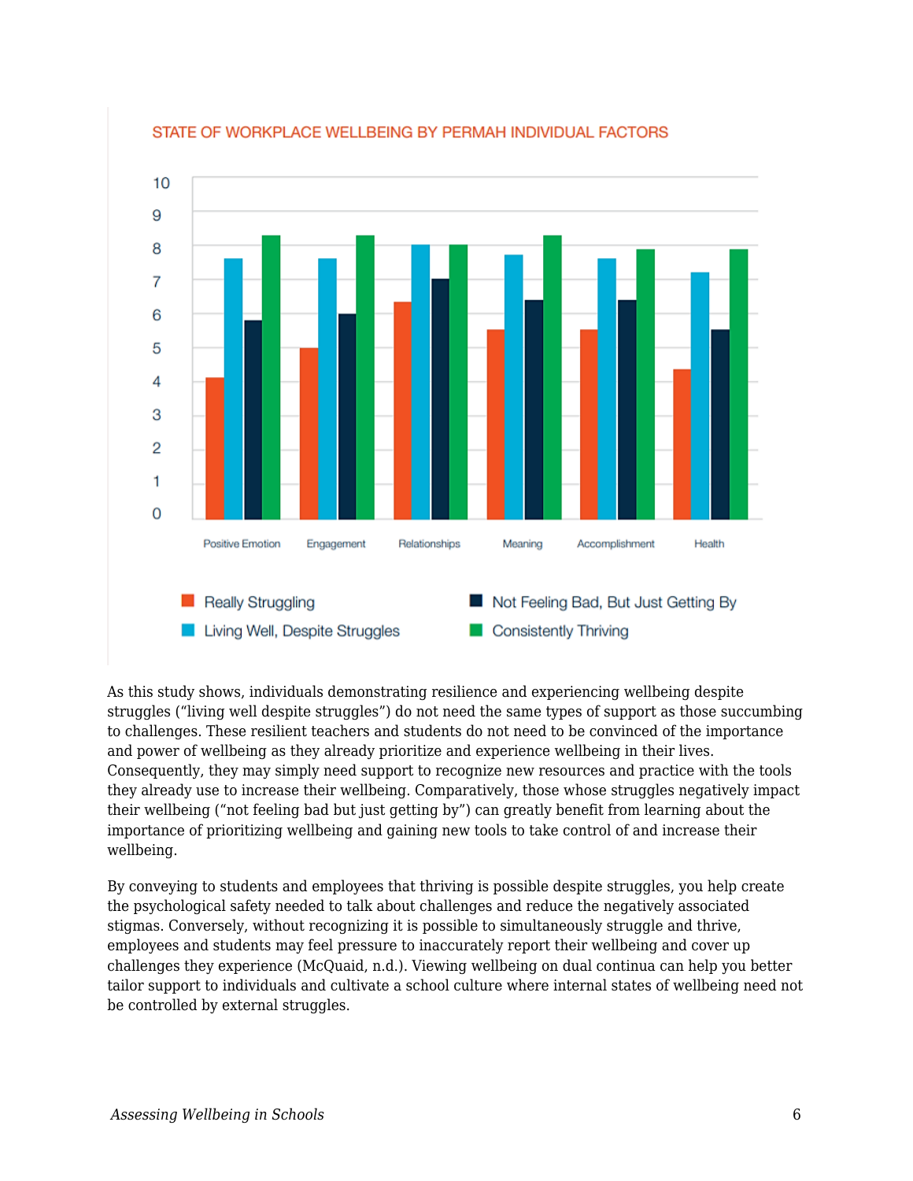STATE OF WORKPLACE WELLBEING BY PERMAH INDIVIDUAL FACTORS

As this study shows, individuals demonstrating resilience and experiencing wellbeing despite struggles ("living well despite struggles") do not need the same types of support as those succumbing to challenges. These resilient teachers and students do not need to be convinced of the importance and power of wellbeing as they already prioritize and experience wellbeing in their lives. Consequently, they may simply need support to recognize new resources and practice with the tools they already use to increase their wellbeing. Comparatively, those whose struggles negatively impact their wellbeing ("not feeling bad but just getting by") can greatly benefit from learning about the importance of prioritizing wellbeing and gaining new tools to take control of and increase their wellbeing.

By conveying to students and employees that thriving is possible despite struggles, you help create the psychological safety needed to talk about challenges and reduce the negatively associated stigmas. Conversely, without recognizing it is possible to simultaneously struggle and thrive, employees and students may feel pressure to inaccurately report their wellbeing and cover up challenges they experience (McQuaid, n.d.). Viewing wellbeing on dual continua can help you better tailor support to individuals and cultivate a school culture where internal states of wellbeing need not be controlled by external struggles.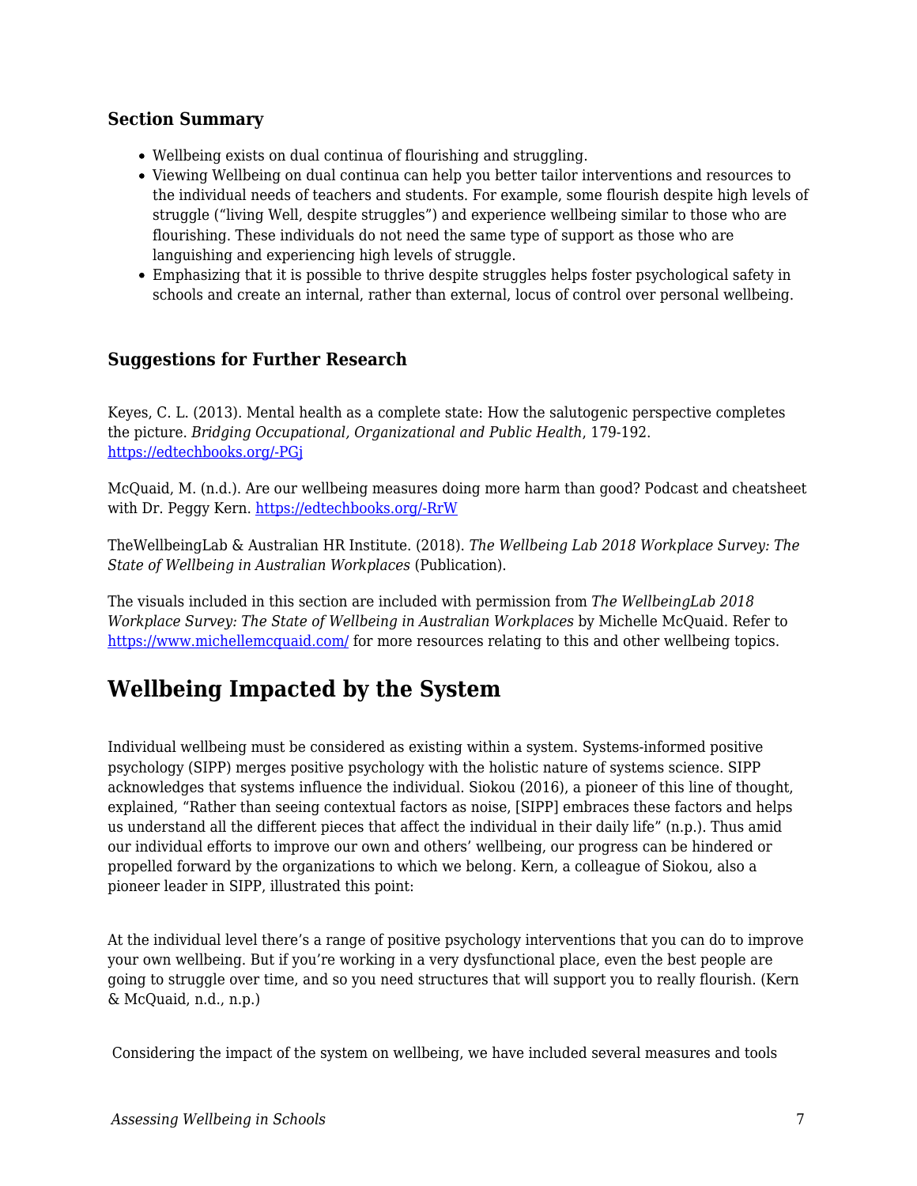### Section Summary

- Wellbeing exists on dual continua of flourishing and struggling.
- Viewing Wellbeing on dual continua can help you better tailor interventions and resources to the individual needs of teachers and students. For example, some flourish despite high levels of struggle ("living Well, despite struggles") and experience wellbeing similar to those who are flourishing. These individuals do not need the same type of support as those who are languishing and experiencing high levels of struggle.
- Emphasizing that it is possible to thrive despite struggles helps foster psychological safety in schools and create an internal, rather than external, locus of control over personal wellbeing.

### Suggestions for Further Research

Keyes, C. L. (2013). Mental health as a complete state: How the salutogenic perspective completes the picture. *Bridging Occupational, Organizational and Public Health*, 179-192. [https://edtechbooks.org/-PGj](https://edtechbooks.org/-PGj)

McQuaid, M. (n.d.). Are our wellbeing measures doing more harm than good? Podcast and cheatsheet with Dr. Peggy Kern. [https://edtechbooks.org/-RrW](https://edtechbooks.org/-RrW)

TheWellbeingLab & Australian HR Institute. (2018). *The Wellbeing Lab 2018 Workplace Survey: The State of Wellbeing in Australian Workplaces* (Publication).

The visuals included in this section are included with permission from *The WellbeingLab 2018 Workplace Survey: The State of Wellbeing in Australian Workplaces* by Michelle McQuaid. Refer to [https://www.michellemcquaid.com/](https://www.michellemcquaid.com/) for more resources relating to this and other wellbeing topics.

## Wellbeing Impacted by the System

Individual wellbeing must be considered as existing within a system. Systems-informed positive psychology (SIPP) merges positive psychology with the holistic nature of systems science. SIPP acknowledges that systems influence the individual. Siokou (2016), a pioneer of this line of thought, explained, "Rather than seeing contextual factors as noise, [SIPP] embraces these factors and helps us understand all the different pieces that affect the individual in their daily life" (n.p.). Thus amid our individual efforts to improve our own and others' wellbeing, our progress can be hindered or propelled forward by the organizations to which we belong. Kern, a colleague of Siokou, also a pioneer leader in SIPP, illustrated this point:

> At the individual level there's a range of positive psychology interventions that you can do to improve your own wellbeing. But if you're working in a very dysfunctional place, even the best people are going to struggle over time, and so you need structures that will support you to really flourish. (Kern & McQuaid, n.d., n.p.)

Considering the impact of the system on wellbeing, we have included several measures and tools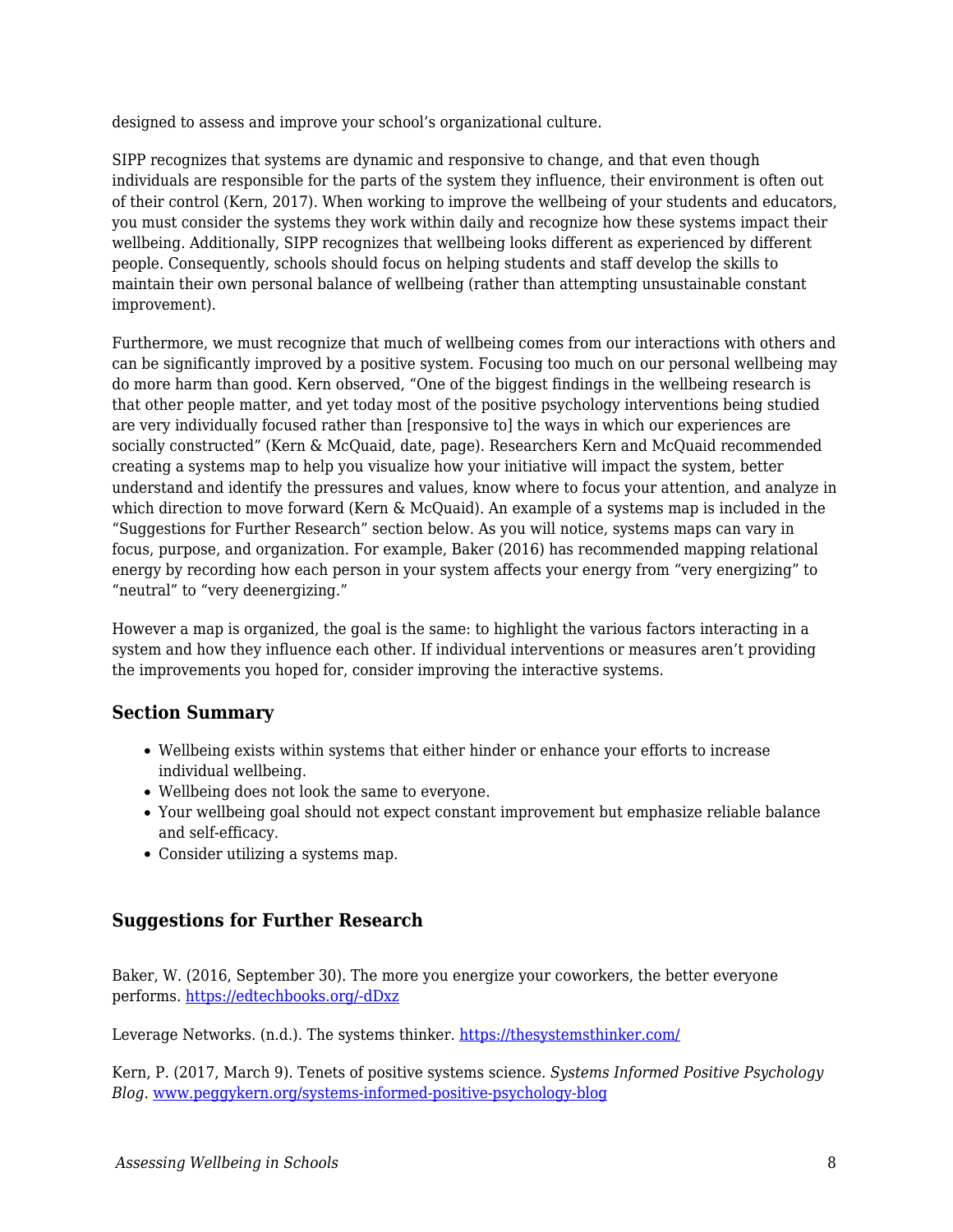designed to assess and improve your school's organizational culture.

SIPP recognizes that systems are dynamic and responsive to change, and that even though individuals are responsible for the parts of the system they influence, their environment is often out of their control (Kern, 2017). When working to improve the wellbeing of your students and educators, you must consider the systems they work within daily and recognize how these systems impact their wellbeing. Additionally, SIPP recognizes that wellbeing looks different as experienced by different people. Consequently, schools should focus on helping students and staff develop the skills to maintain their own personal balance of wellbeing (rather than attempting unsustainable constant improvement).

Furthermore, we must recognize that much of wellbeing comes from our interactions with others and can be significantly improved by a positive system. Focusing too much on our personal wellbeing may do more harm than good. Kern observed, "One of the biggest findings in the wellbeing research is that other people matter, and yet today most of the positive psychology interventions being studied are very individually focused rather than [responsive to] the ways in which our experiences are socially constructed" (Kern & McQuaid, date, page). Researchers Kern and McQuaid recommended creating a systems map to help you visualize how your initiative will impact the system, better understand and identify the pressures and values, know where to focus your attention, and analyze in which direction to move forward (Kern & McQuaid). An example of a systems map is included in the "Suggestions for Further Research" section below. As you will notice, systems maps can vary in focus, purpose, and organization. For example, Baker (2016) has recommended mapping relational energy by recording how each person in your system affects your energy from "very energizing" to "neutral" to "very deenergizing."

However a map is organized, the goal is the same: to highlight the various factors interacting in a system and how they influence each other. If individual interventions or measures aren't providing the improvements you hoped for, consider improving the interactive systems.

### Section Summary

- Wellbeing exists within systems that either hinder or enhance your efforts to increase individual wellbeing.
- Wellbeing does not look the same to everyone.
- Your wellbeing goal should not expect constant improvement but emphasize reliable balance and self-efficacy.
- Consider utilizing a systems map.

### Suggestions for Further Research

Baker, W. (2016, September 30). The more you energize your coworkers, the better everyone performs. https://edtechbooks.org/-dDxz

Leverage Networks. (n.d.). The systems thinker. https://thesystemsthinker.com/

Kern, P. (2017, March 9). Tenets of positive systems science. *Systems Informed Positive Psychology Blog*. www.peggykern.org/systems-informed-positive-psychology-blog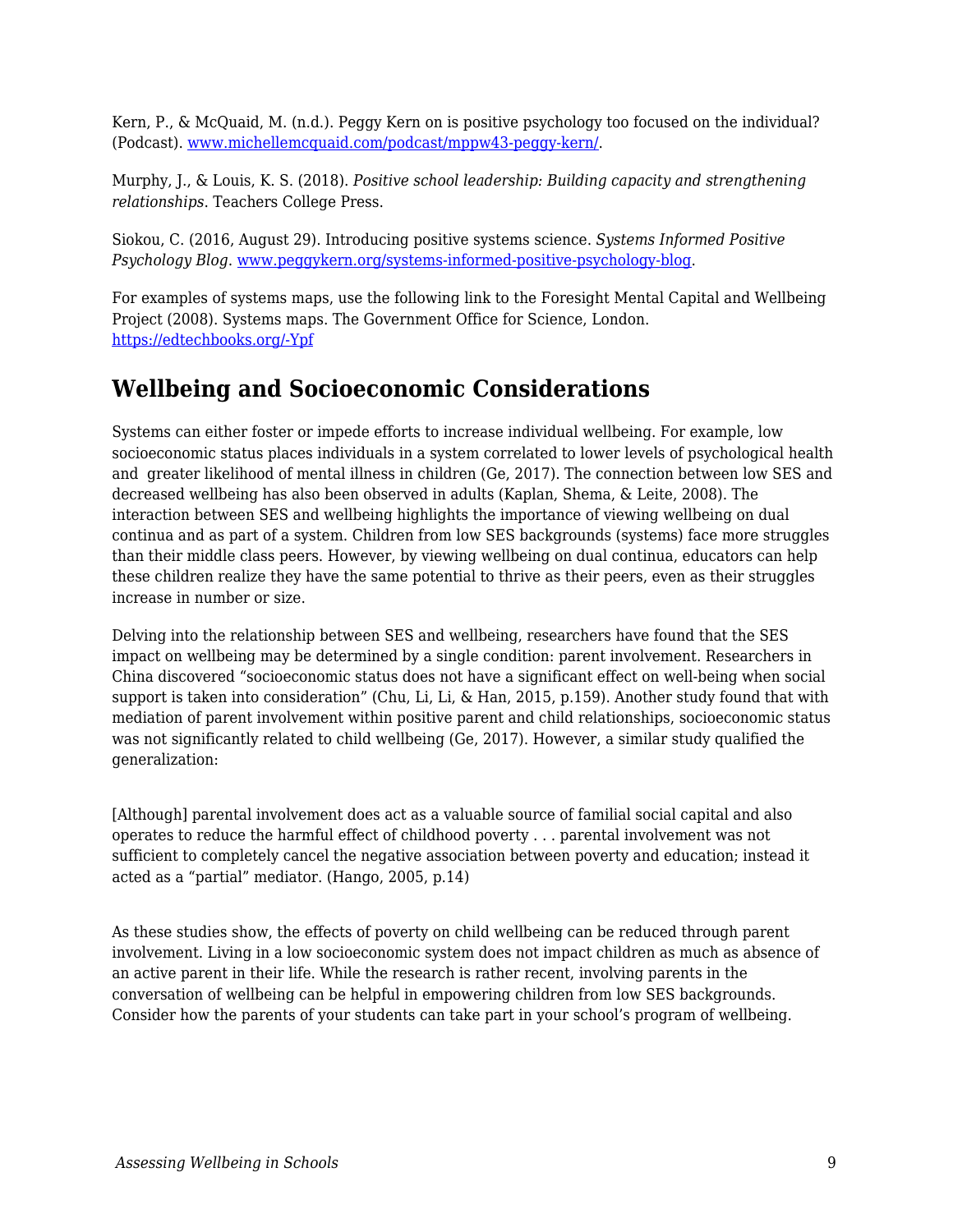Kern, P., & McQuaid, M. (n.d.). Peggy Kern on is positive psychology too focused on the individual? (Podcast). [www.michellemcquaid.com/podcast/mppw43-peggy-kern/](www.michellemcquaid.com/podcast/mppw43-peggy-kern/).

Murphy, J., & Louis, K. S. (2018). *Positive school leadership: Building capacity and strengthening relationships*. Teachers College Press.

Siokou, C. (2016, August 29). Introducing positive systems science. *Systems Informed Positive Psychology Blog*. [www.peggykern.org/systems-informed-positive-psychology-blog](www.peggykern.org/systems-informed-positive-psychology-blog).

For examples of systems maps, use the following link to the Foresight Mental Capital and Wellbeing Project (2008). Systems maps. The Government Office for Science, London. [https://edtechbooks.org/-Ypf](https://edtechbooks.org/-Ypf)

## Wellbeing and Socioeconomic Considerations

Systems can either foster or impede efforts to increase individual wellbeing. For example, low socioeconomic status places individuals in a system correlated to lower levels of psychological health and greater likelihood of mental illness in children (Ge, 2017). The connection between low SES and decreased wellbeing has also been observed in adults (Kaplan, Shema, & Leite, 2008). The interaction between SES and wellbeing highlights the importance of viewing wellbeing on dual continua and as part of a system. Children from low SES backgrounds (systems) face more struggles than their middle class peers. However, by viewing wellbeing on dual continua, educators can help these children realize they have the same potential to thrive as their peers, even as their struggles increase in number or size.

Delving into the relationship between SES and wellbeing, researchers have found that the SES impact on wellbeing may be determined by a single condition: parent involvement. Researchers in China discovered "socioeconomic status does not have a significant effect on well-being when social support is taken into consideration" (Chu, Li, Li, & Han, 2015, p.159). Another study found that with mediation of parent involvement within positive parent and child relationships, socioeconomic status was not significantly related to child wellbeing (Ge, 2017). However, a similar study qualified the generalization:

> [Although] parental involvement does act as a valuable source of familial social capital and also operates to reduce the harmful effect of childhood poverty . . . parental involvement was not sufficient to completely cancel the negative association between poverty and education; instead it acted as a "partial" mediator. (Hango, 2005, p.14)

As these studies show, the effects of poverty on child wellbeing can be reduced through parent involvement. Living in a low socioeconomic system does not impact children as much as absence of an active parent in their life. While the research is rather recent, involving parents in the conversation of wellbeing can be helpful in empowering children from low SES backgrounds. Consider how the parents of your students can take part in your school's program of wellbeing.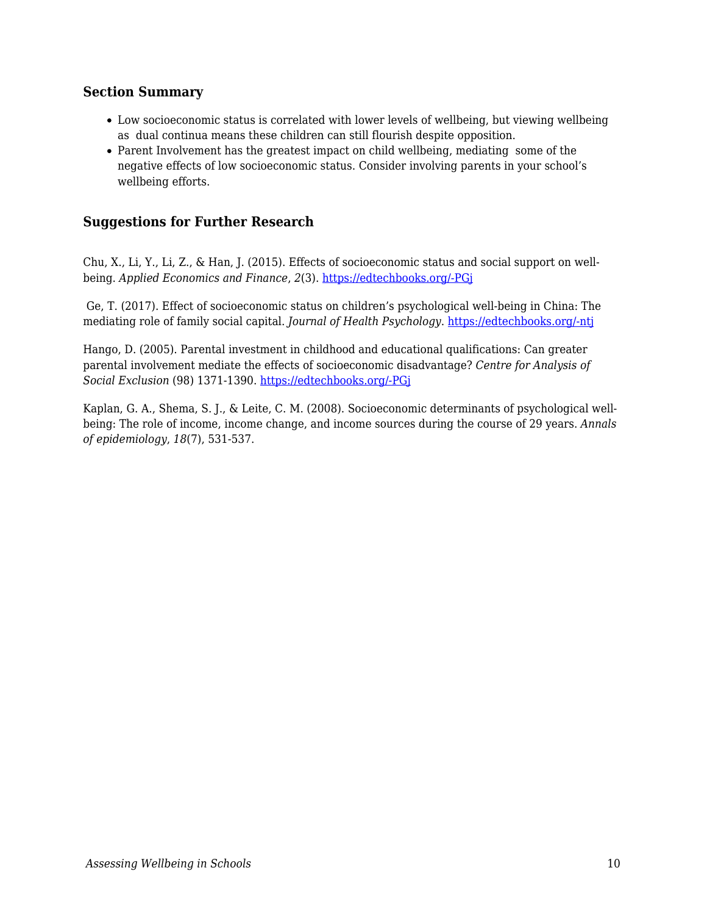### Section Summary

- Low socioeconomic status is correlated with lower levels of wellbeing, but viewing wellbeing as dual continua means these children can still flourish despite opposition.
- Parent Involvement has the greatest impact on child wellbeing, mediating some of the negative effects of low socioeconomic status. Consider involving parents in your school's wellbeing efforts.

### Suggestions for Further Research

Chu, X., Li, Y., Li, Z., & Han, J. (2015). Effects of socioeconomic status and social support on well-being. *Applied Economics and Finance*, *2*(3). [https://edtechbooks.org/-PGj](https://edtechbooks.org/-PGj)

Ge, T. (2017). Effect of socioeconomic status on children's psychological well-being in China: The mediating role of family social capital. *Journal of Health Psychology*. [https://edtechbooks.org/-ntj](https://edtechbooks.org/-ntj)

Hango, D. (2005). Parental investment in childhood and educational qualifications: Can greater parental involvement mediate the effects of socioeconomic disadvantage? *Centre for Analysis of Social Exclusion* (98) 1371-1390. [https://edtechbooks.org/-PGj](https://edtechbooks.org/-PGj)

Kaplan, G. A., Shema, S. J., & Leite, C. M. (2008). Socioeconomic determinants of psychological well-being: The role of income, income change, and income sources during the course of 29 years. *Annals of epidemiology*, *18*(7), 531-537.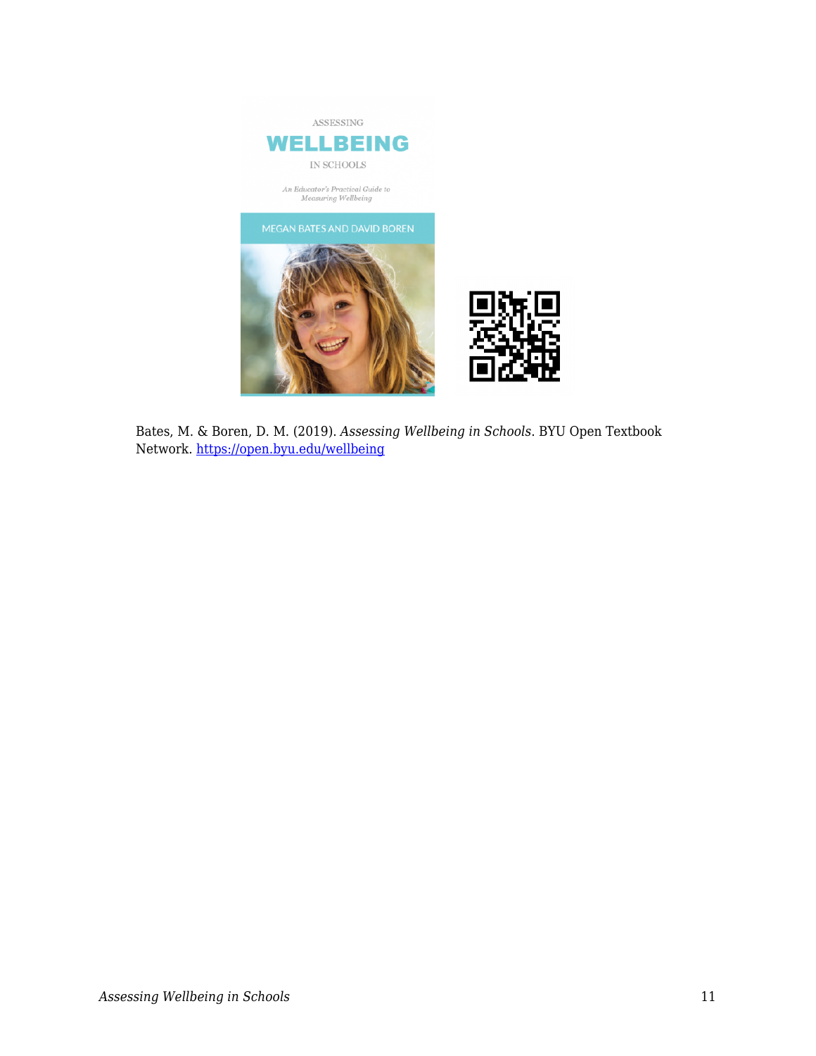Bates, M. & Boren, D. M. (2019). *Assessing Wellbeing in Schools*. BYU Open Textbook Network. [https://open.byu.edu/wellbeing](https://open.byu.edu/wellbeing)